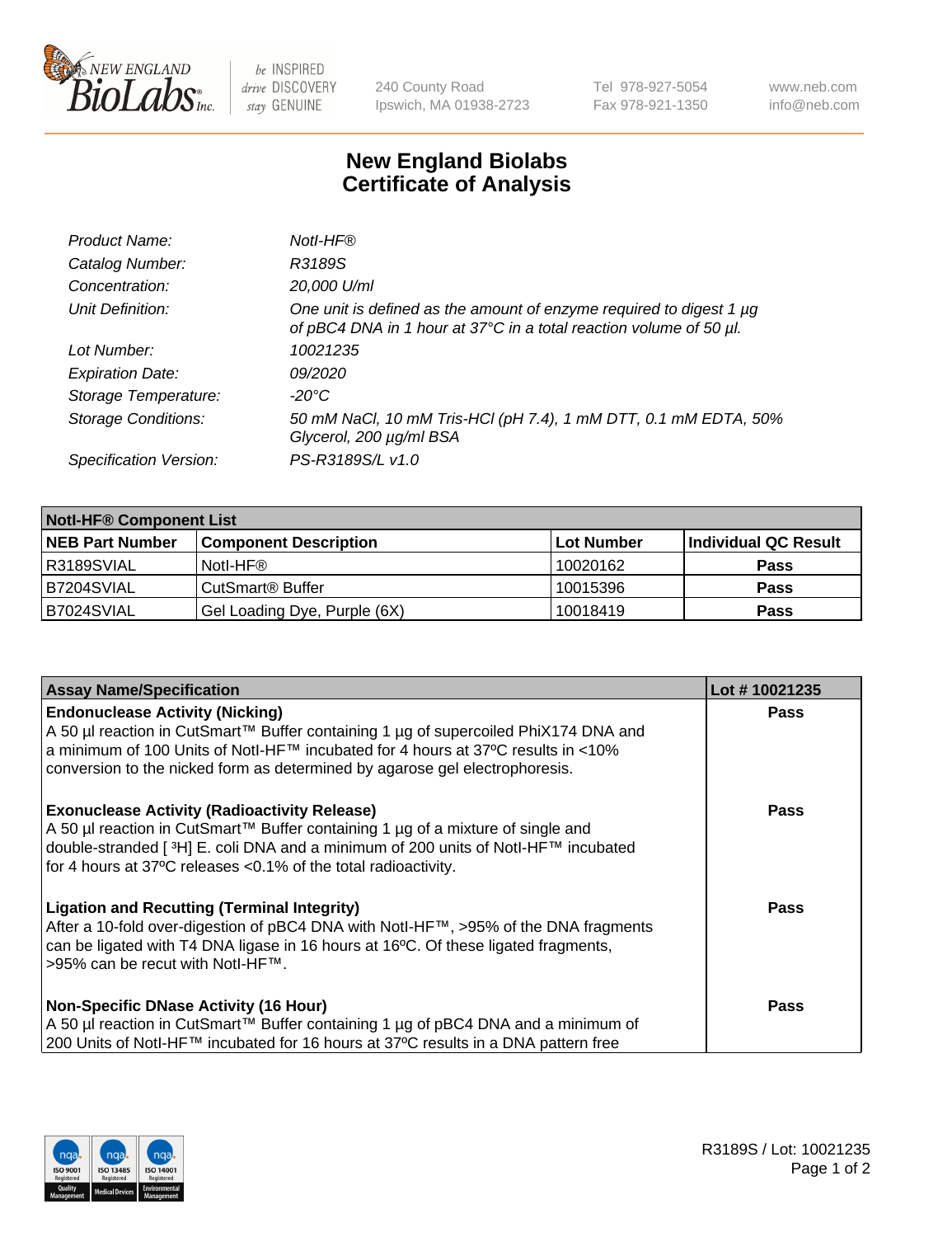# New England Biolabs
# Certificate of Analysis

| | |
|---|---|
| *Product Name:* | *NotI-HF®* |
| *Catalog Number:* | *R3189S* |
| *Concentration:* | *20,000 U/ml* |
| *Unit Definition:* | *One unit is defined as the amount of enzyme required to digest 1 µg of pBC4 DNA in 1 hour at 37°C in a total reaction volume of 50 µl.* |
| *Lot Number:* | *10021235* |
| *Expiration Date:* | *09/2020* |
| *Storage Temperature:* | *-20°C* |
| *Storage Conditions:* | *50 mM NaCl, 10 mM Tris-HCl (pH 7.4), 1 mM DTT, 0.1 mM EDTA, 50% Glycerol, 200 µg/ml BSA* |
| *Specification Version:* | *PS-R3189S/L v1.0* |

| NotI-HF® Component List | | | |
|---|---|---|---|
| **NEB Part Number** | **Component Description** | **Lot Number** | **Individual QC Result** |
| R3189SVIAL | NotI-HF® | 10020162 | **Pass** |
| B7204SVIAL | CutSmart® Buffer | 10015396 | **Pass** |
| B7024SVIAL | Gel Loading Dye, Purple (6X) | 10018419 | **Pass** |

| Assay Name/Specification | Lot # 10021235 |
|---|---|
| **Endonuclease Activity (Nicking)** A 50 µl reaction in CutSmart™ Buffer containing 1 µg of supercoiled PhiX174 DNA and a minimum of 100 Units of NotI-HF™ incubated for 4 hours at 37ºC results in <10% conversion to the nicked form as determined by agarose gel electrophoresis. | **Pass** |
| **Exonuclease Activity (Radioactivity Release)** A 50 µl reaction in CutSmart™ Buffer containing 1 µg of a mixture of single and double-stranded [ $^3$H] E. coli DNA and a minimum of 200 units of NotI-HF™ incubated for 4 hours at 37ºC releases <0.1% of the total radioactivity. | **Pass** |
| **Ligation and Recutting (Terminal Integrity)** After a 10-fold over-digestion of pBC4 DNA with NotI-HF™, >95% of the DNA fragments can be ligated with T4 DNA ligase in 16 hours at 16ºC. Of these ligated fragments, >95% can be recut with NotI-HF™. | **Pass** |
| **Non-Specific DNase Activity (16 Hour)** A 50 µl reaction in CutSmart™ Buffer containing 1 µg of pBC4 DNA and a minimum of 200 Units of NotI-HF™ incubated for 16 hours at 37ºC results in a DNA pattern free | **Pass** |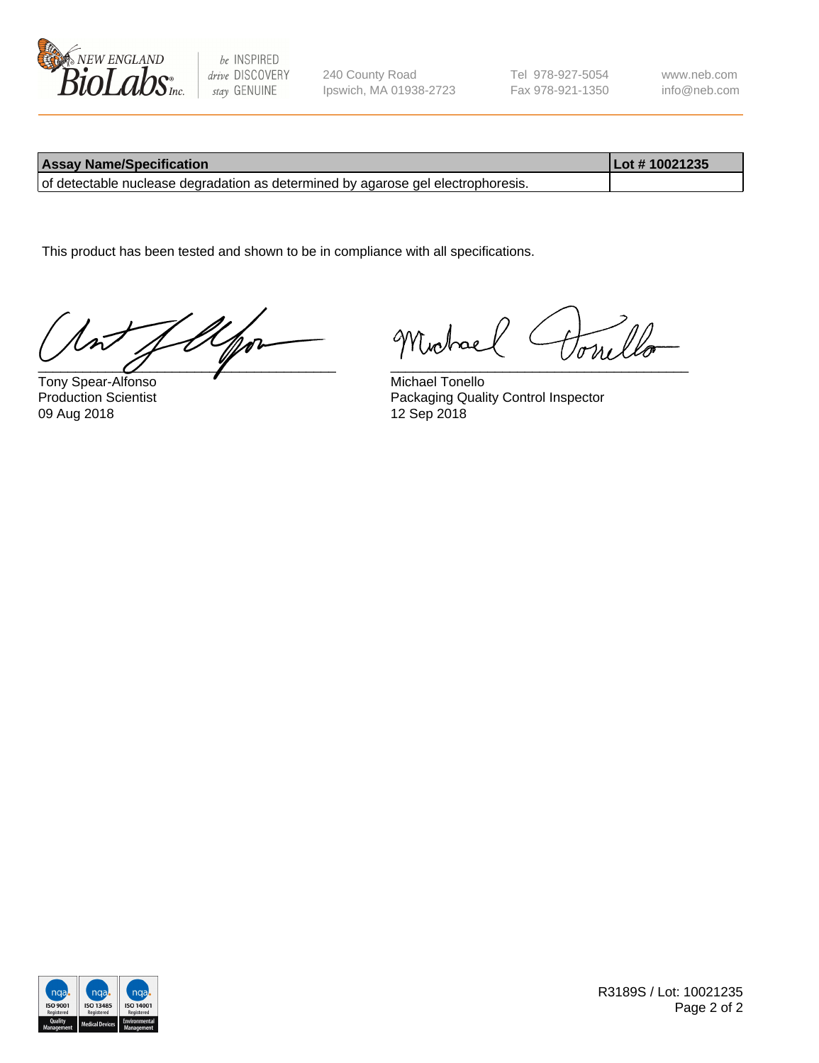| Assay Name/Specification | Lot # 10021235 |
| --- | --- |
| of detectable nuclease degradation as determined by agarose gel electrophoresis. | |

This product has been tested and shown to be in compliance with all specifications.

Tony Spear-Alfonso
Production Scientist
09 Aug 2018

Michael Tonello
Packaging Quality Control Inspector
12 Sep 2018

R3189S / Lot: 10021235